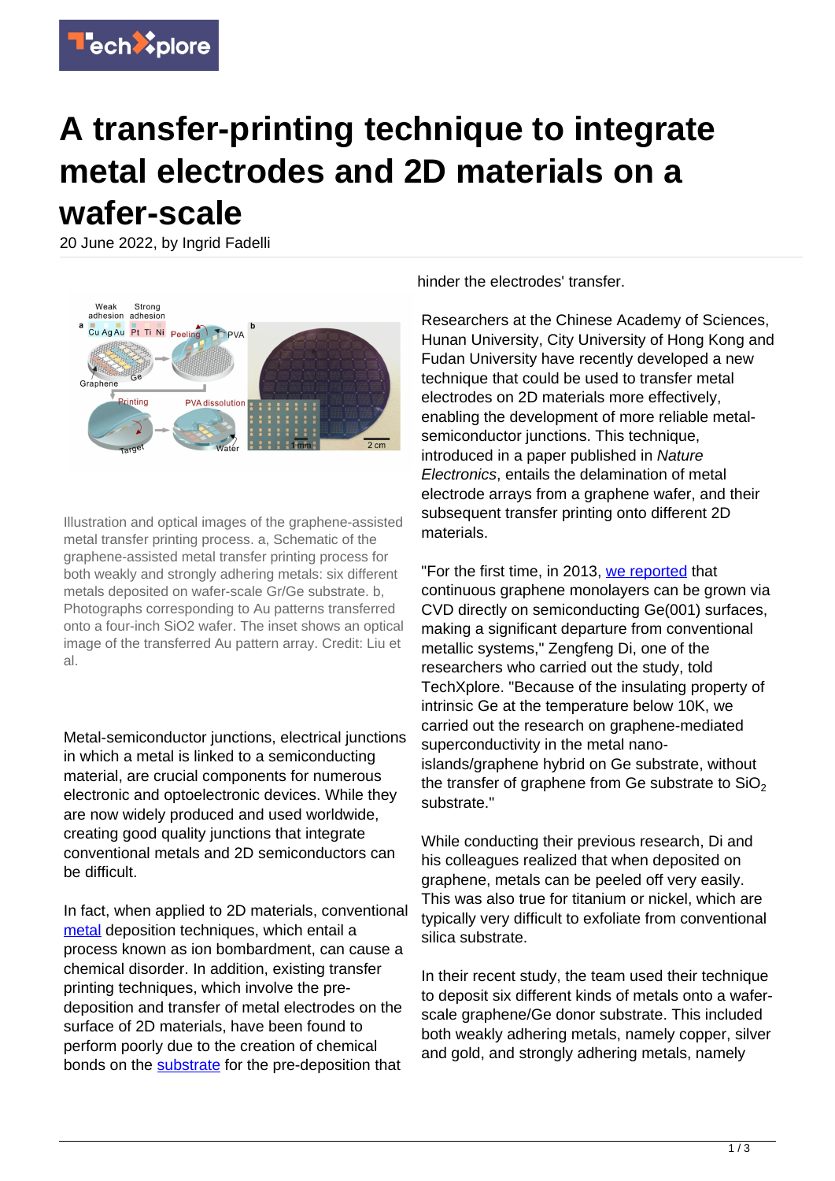# A transfer-printing technique to integrate metal electrodes and 2D materials on a wafer-scale

20 June 2022, by Ingrid Fadelli

Illustration and optical images of the graphene-assisted metal transfer printing process. a, Schematic of the graphene-assisted metal transfer printing process for both weakly and strongly adhering metals: six different metals deposited on wafer-scale Gr/Ge substrate. b, Photographs corresponding to Au patterns transferred onto a four-inch SiO2 wafer. The inset shows an optical image of the transferred Au pattern array. Credit: Liu et al.

Metal-semiconductor junctions, electrical junctions in which a metal is linked to a semiconducting material, are crucial components for numerous electronic and optoelectronic devices. While they are now widely produced and used worldwide, creating good quality junctions that integrate conventional metals and 2D semiconductors can be difficult.

In fact, when applied to 2D materials, conventional metal deposition techniques, which entail a process known as ion bombardment, can cause a chemical disorder. In addition, existing transfer printing techniques, which involve the pre-deposition and transfer of metal electrodes on the surface of 2D materials, have been found to perform poorly due to the creation of chemical bonds on the substrate for the pre-deposition that hinder the electrodes' transfer.

Researchers at the Chinese Academy of Sciences, Hunan University, City University of Hong Kong and Fudan University have recently developed a new technique that could be used to transfer metal electrodes on 2D materials more effectively, enabling the development of more reliable metal-semiconductor junctions. This technique, introduced in a paper published in *Nature Electronics*, entails the delamination of metal electrode arrays from a graphene wafer, and their subsequent transfer printing onto different 2D materials.

"For the first time, in 2013, we reported that continuous graphene monolayers can be grown via CVD directly on semiconducting Ge(001) surfaces, making a significant departure from conventional metallic systems," Zengfeng Di, one of the researchers who carried out the study, told TechXplore. "Because of the insulating property of intrinsic Ge at the temperature below 10K, we carried out the research on graphene-mediated superconductivity in the metal nano-islands/graphene hybrid on Ge substrate, without the transfer of graphene from Ge substrate to $SiO_2$ substrate."

While conducting their previous research, Di and his colleagues realized that when deposited on graphene, metals can be peeled off very easily. This was also true for titanium or nickel, which are typically very difficult to exfoliate from conventional silica substrate.

In their recent study, the team used their technique to deposit six different kinds of metals onto a wafer-scale graphene/Ge donor substrate. This included both weakly adhering metals, namely copper, silver and gold, and strongly adhering metals, namely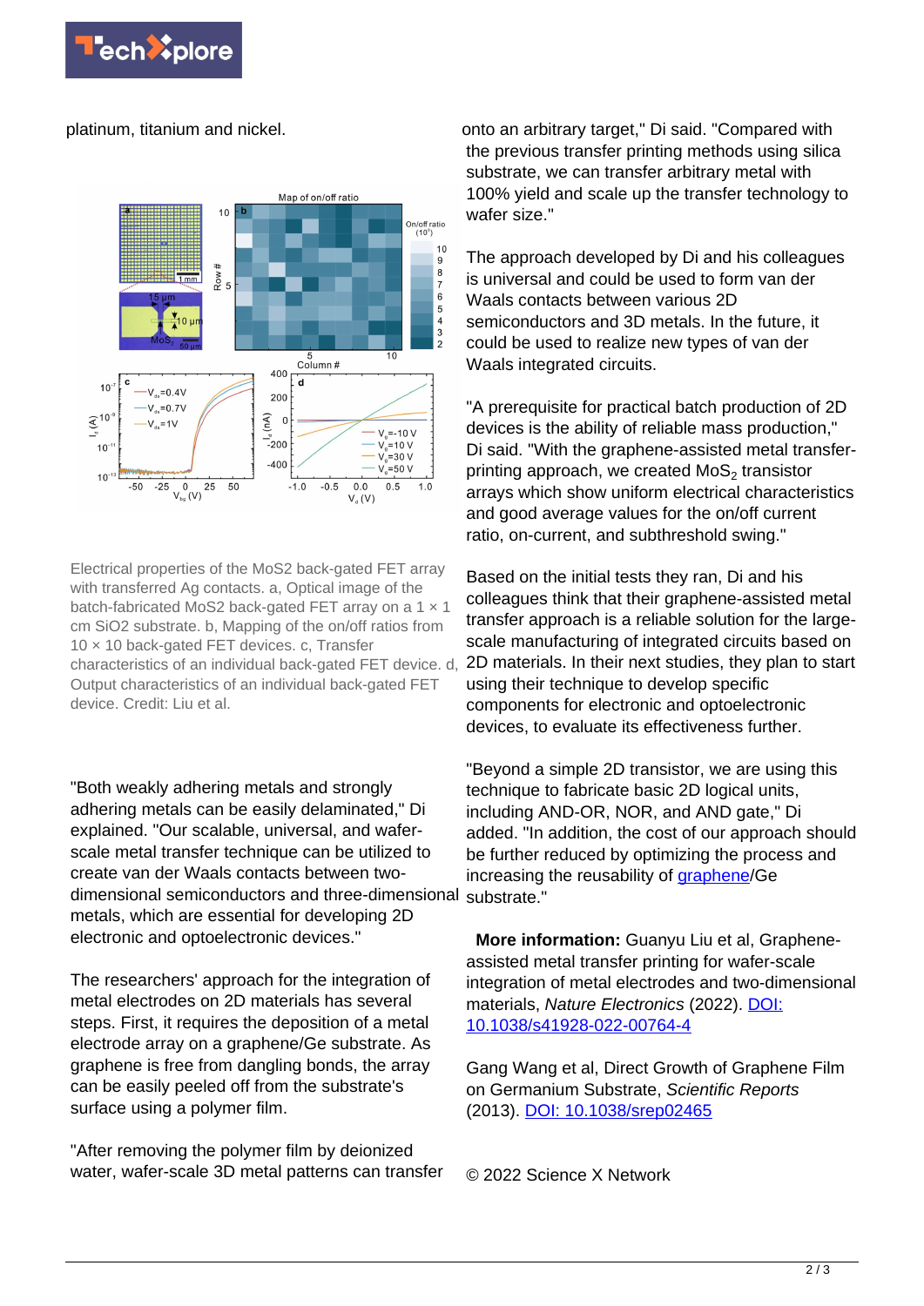platinum, titanium and nickel.

Electrical properties of the MoS2 back-gated FET array with transferred Ag contacts. a, Optical image of the batch-fabricated MoS2 back-gated FET array on a 1 × 1 cm SiO2 substrate. b, Mapping of the on/off ratios from 10 × 10 back-gated FET devices. c, Transfer characteristics of an individual back-gated FET device. d, Output characteristics of an individual back-gated FET device. Credit: Liu et al.

"Both weakly adhering metals and strongly adhering metals can be easily delaminated," Di explained. "Our scalable, universal, and wafer-scale metal transfer technique can be utilized to create van der Waals contacts between two-dimensional semiconductors and three-dimensional metals, which are essential for developing 2D electronic and optoelectronic devices."

The researchers' approach for the integration of metal electrodes on 2D materials has several steps. First, it requires the deposition of a metal electrode array on a graphene/Ge substrate. As graphene is free from dangling bonds, the array can be easily peeled off from the substrate's surface using a polymer film.

"After removing the polymer film by deionized water, wafer-scale 3D metal patterns can transfer onto an arbitrary target," Di said. "Compared with the previous transfer printing methods using silica substrate, we can transfer arbitrary metal with 100% yield and scale up the transfer technology to wafer size."

The approach developed by Di and his colleagues is universal and could be used to form van der Waals contacts between various 2D semiconductors and 3D metals. In the future, it could be used to realize new types of van der Waals integrated circuits.

"A prerequisite for practical batch production of 2D devices is the ability of reliable mass production," Di said. "With the graphene-assisted metal transfer-printing approach, we created $MoS_2$ transistor arrays which show uniform electrical characteristics and good average values for the on/off current ratio, on-current, and subthreshold swing."

Based on the initial tests they ran, Di and his colleagues think that their graphene-assisted metal transfer approach is a reliable solution for the large-scale manufacturing of integrated circuits based on 2D materials. In their next studies, they plan to start using their technique to develop specific components for electronic and optoelectronic devices, to evaluate its effectiveness further.

"Beyond a simple 2D transistor, we are using this technique to fabricate basic 2D logical units, including AND-OR, NOR, and AND gate," Di added. "In addition, the cost of our approach should be further reduced by optimizing the process and increasing the reusability of graphene/Ge substrate."

**More information:** Guanyu Liu et al, Graphene-assisted metal transfer printing for wafer-scale integration of metal electrodes and two-dimensional materials, *Nature Electronics* (2022). DOI: 10.1038/s41928-022-00764-4

Gang Wang et al, Direct Growth of Graphene Film on Germanium Substrate, *Scientific Reports* (2013). DOI: 10.1038/srep02465

© 2022 Science X Network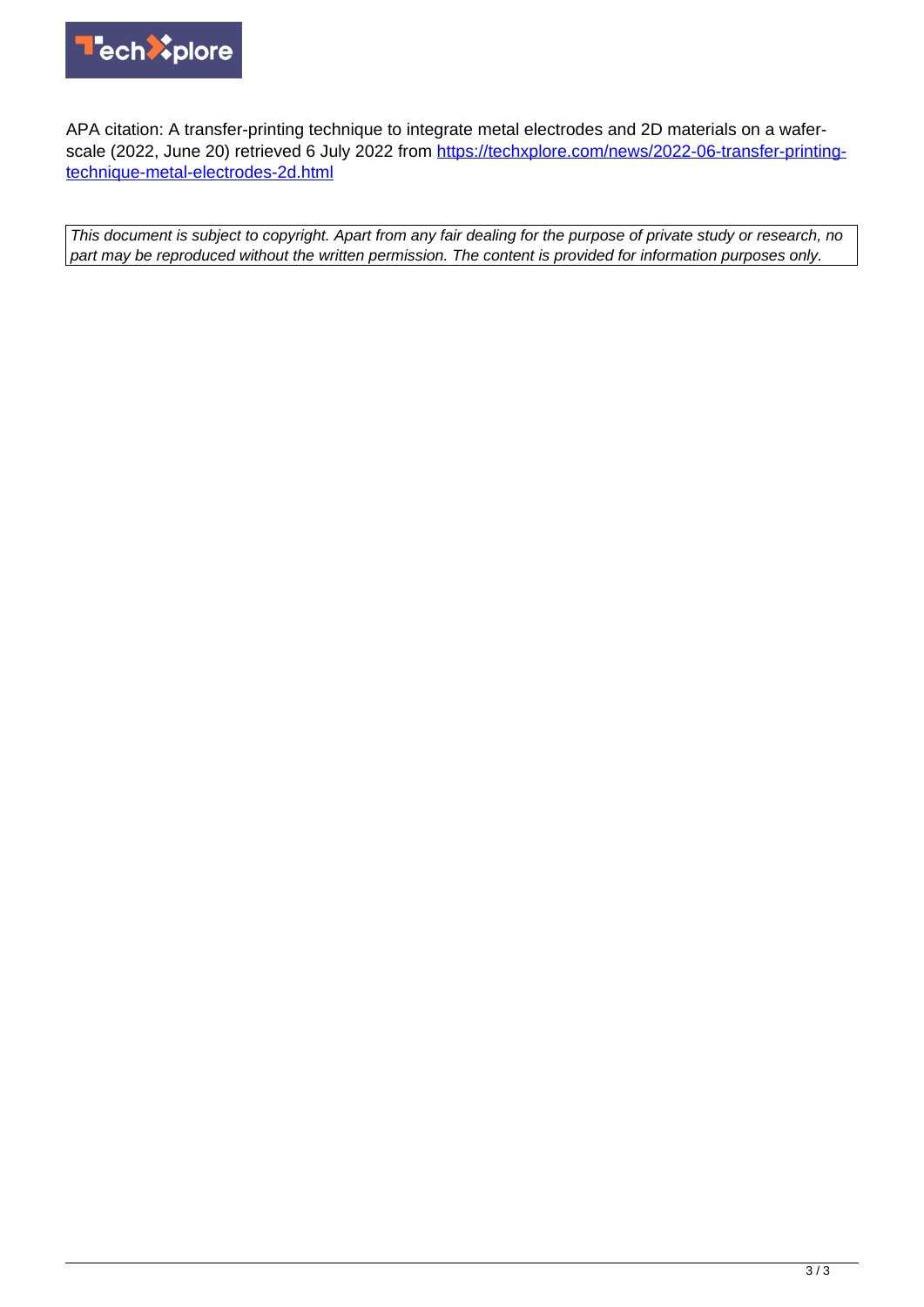APA citation: A transfer-printing technique to integrate metal electrodes and 2D materials on a wafer-scale (2022, June 20) retrieved 6 July 2022 from https://techxplore.com/news/2022-06-transfer-printing-technique-metal-electrodes-2d.html

*This document is subject to copyright. Apart from any fair dealing for the purpose of private study or research, no part may be reproduced without the written permission. The content is provided for information purposes only.*